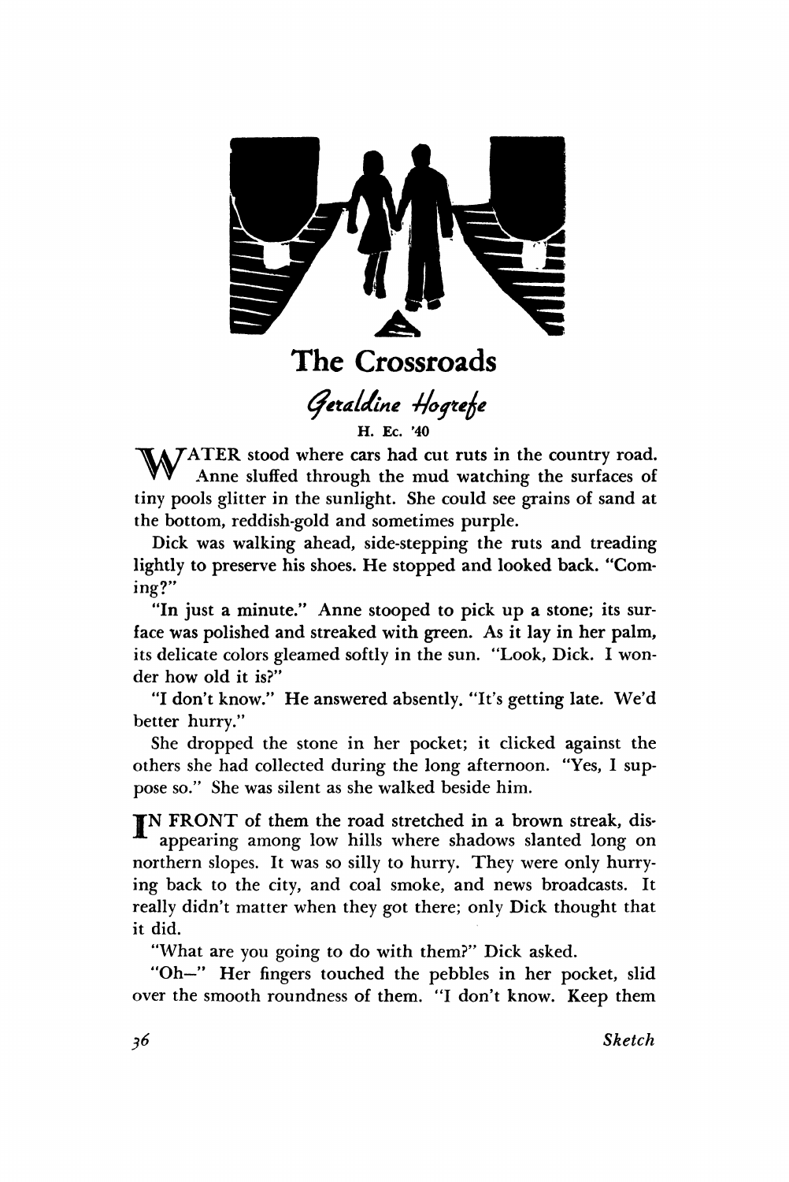# The Crossroads

*Geraldine Hogrefe*

H. Ec. '40

WATER stood where cars had cut ruts in the country road. Anne sluffed through the mud watching the surfaces of tiny pools glitter in the sunlight. She could see grains of sand at the bottom, reddish-gold and sometimes purple.

Dick was walking ahead, side-stepping the ruts and treading lightly to preserve his shoes. He stopped and looked back. "Coming?"

"In just a minute." Anne stooped to pick up a stone; its surface was polished and streaked with green. As it lay in her palm, its delicate colors gleamed softly in the sun. "Look, Dick. I wonder how old it is?"

"I don't know." He answered absently. "It's getting late. We'd better hurry."

She dropped the stone in her pocket; it clicked against the others she had collected during the long afternoon. "Yes, I suppose so." She was silent as she walked beside him.

IN FRONT of them the road stretched in a brown streak, disappearing among low hills where shadows slanted long on northern slopes. It was so silly to hurry. They were only hurrying back to the city, and coal smoke, and news broadcasts. It really didn't matter when they got there; only Dick thought that it did.

"What are you going to do with them?" Dick asked.

"Oh—" Her fingers touched the pebbles in her pocket, slid over the smooth roundness of them. "I don't know. Keep them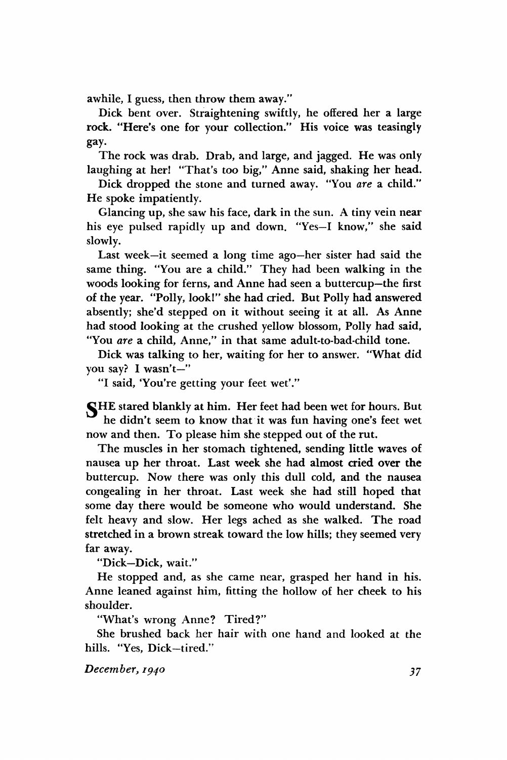awhile, I guess, then throw them away."

Dick bent over. Straightening swiftly, he offered her a large rock. "Here's one for your collection." His voice was teasingly gay.

The rock was drab. Drab, and large, and jagged. He was only laughing at her! "That's too big," Anne said, shaking her head.

Dick dropped the stone and turned away. "You *are* a child." He spoke impatiently.

Glancing up, she saw his face, dark in the sun. A tiny vein near his eye pulsed rapidly up and down. "Yes—I know," she said slowly.

Last week—it seemed a long time ago—her sister had said the same thing. "You are a child." They had been walking in the woods looking for ferns, and Anne had seen a buttercup—the first of the year. "Polly, look!" she had cried. But Polly had answered absently; she'd stepped on it without seeing it at all. As Anne had stood looking at the crushed yellow blossom, Polly had said, "You *are* a child, Anne," in that same adult-to-bad-child tone.

Dick was talking to her, waiting for her to answer. "What did you say? I wasn't—"

"I said, 'You're getting your feet wet'."

SHE stared blankly at him. Her feet had been wet for hours. But he didn't seem to know that it was fun having one's feet wet now and then. To please him she stepped out of the rut.

The muscles in her stomach tightened, sending little waves of nausea up her throat. Last week she had almost cried over the buttercup. Now there was only this dull cold, and the nausea congealing in her throat. Last week she had still hoped that some day there would be someone who would understand. She felt heavy and slow. Her legs ached as she walked. The road stretched in a brown streak toward the low hills; they seemed very far away.

"Dick—Dick, wait."

He stopped and, as she came near, grasped her hand in his. Anne leaned against him, fitting the hollow of her cheek to his shoulder.

"What's wrong Anne? Tired?"

She brushed back her hair with one hand and looked at the hills. "Yes, Dick—tired."